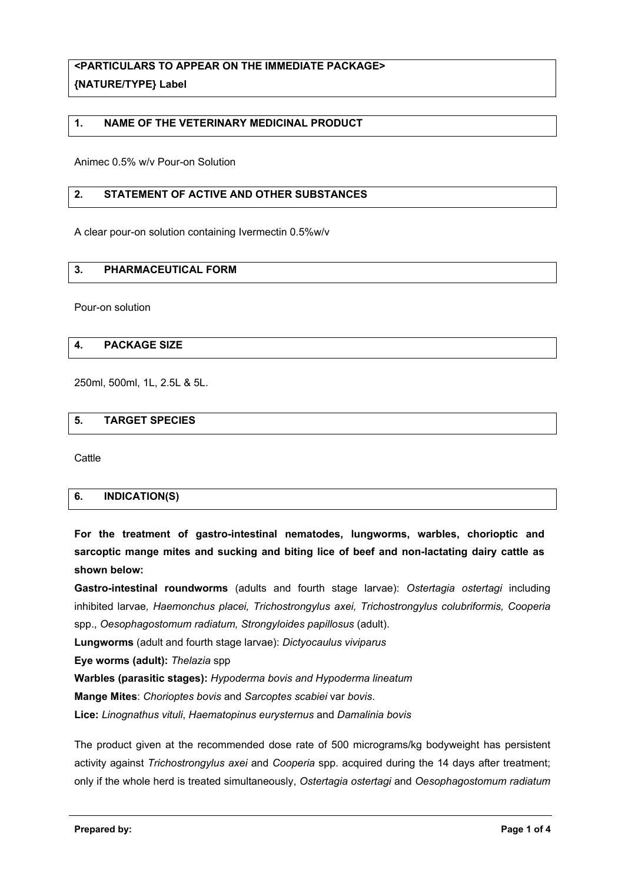**<PARTICULARS TO APPEAR ON THE IMMEDIATE PACKAGE>**
**{NATURE/TYPE} Label**

## 1. NAME OF THE VETERINARY MEDICINAL PRODUCT

Animec 0.5% w/v Pour-on Solution

## 2. STATEMENT OF ACTIVE AND OTHER SUBSTANCES

A clear pour-on solution containing Ivermectin 0.5%w/v

## 3. PHARMACEUTICAL FORM

Pour-on solution

## 4. PACKAGE SIZE

250ml, 500ml, 1L, 2.5L & 5L.

## 5. TARGET SPECIES

Cattle

## 6. INDICATION(S)

**For the treatment of gastro-intestinal nematodes, lungworms, warbles, chorioptic and sarcoptic mange mites and sucking and biting lice of beef and non-lactating dairy cattle as shown below:**

**Gastro-intestinal roundworms** (adults and fourth stage larvae): *Ostertagia ostertagi* including inhibited larvae*, Haemonchus placei, Trichostrongylus axei, Trichostrongylus colubriformis, Cooperia* spp., *Oesophagostomum radiatum, Strongyloides papillosus* (adult).

**Lungworms** (adult and fourth stage larvae): *Dictyocaulus viviparus*

**Eye worms (adult):** *Thelazia* spp

**Warbles (parasitic stages):** *Hypoderma bovis and Hypoderma lineatum*

**Mange Mites**: *Chorioptes bovis* and *Sarcoptes scabiei* var *bovis*.

**Lice:** *Linognathus vituli*, *Haematopinus eurysternus* and *Damalinia bovis*

The product given at the recommended dose rate of 500 micrograms/kg bodyweight has persistent activity against *Trichostrongylus axei* and *Cooperia* spp. acquired during the 14 days after treatment; only if the whole herd is treated simultaneously, *Ostertagia ostertagi* and *Oesophagostomum radiatum*

**Prepared by:**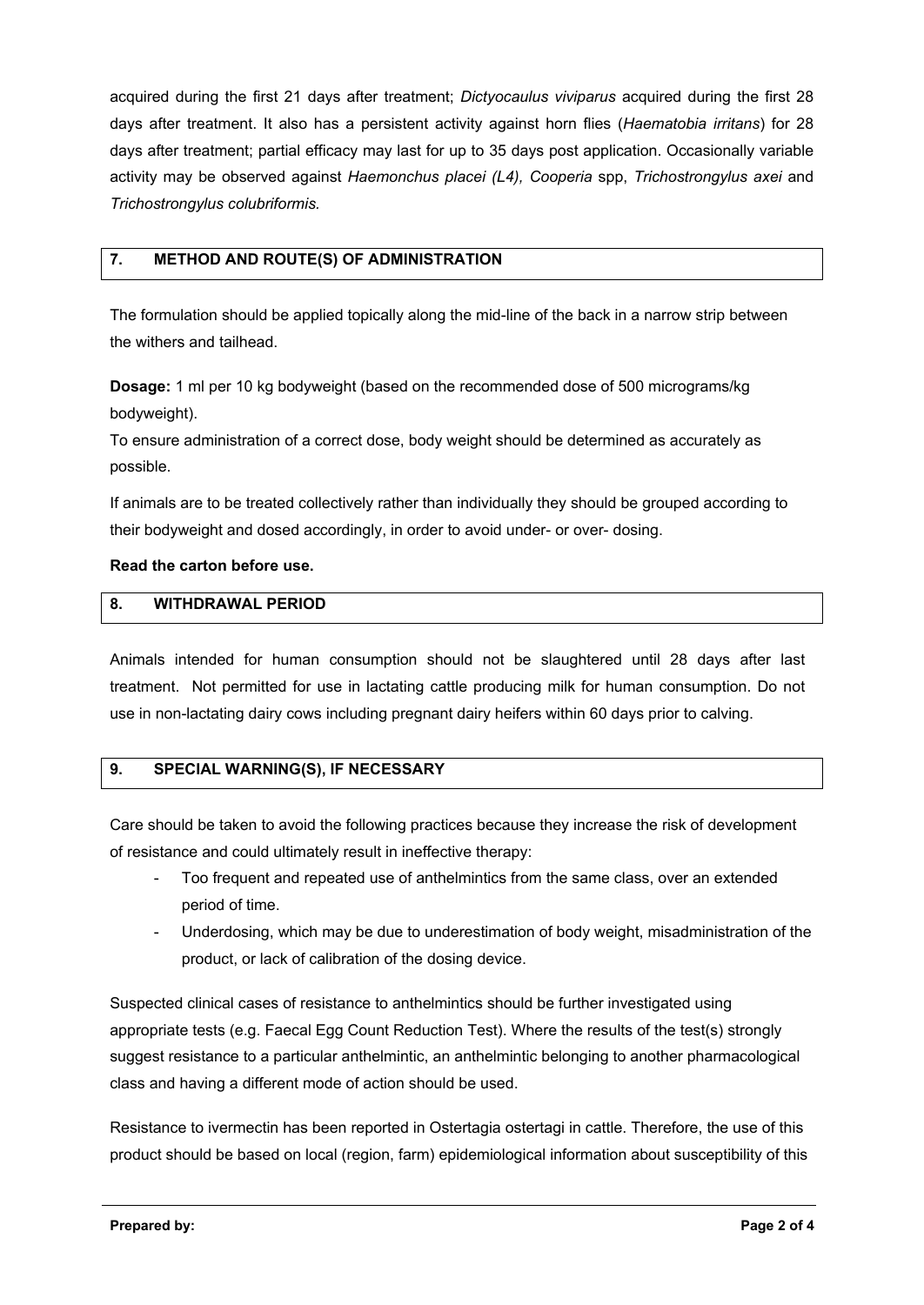acquired during the first 21 days after treatment; *Dictyocaulus viviparus* acquired during the first 28 days after treatment. It also has a persistent activity against horn flies (*Haematobia irritans*) for 28 days after treatment; partial efficacy may last for up to 35 days post application. Occasionally variable activity may be observed against *Haemonchus placei (L4), Cooperia* spp, *Trichostrongylus axei* and *Trichostrongylus colubriformis.*

## 7. METHOD AND ROUTE(S) OF ADMINISTRATION

The formulation should be applied topically along the mid-line of the back in a narrow strip between the withers and tailhead.

**Dosage:** 1 ml per 10 kg bodyweight (based on the recommended dose of 500 micrograms/kg bodyweight).

To ensure administration of a correct dose, body weight should be determined as accurately as possible.

If animals are to be treated collectively rather than individually they should be grouped according to their bodyweight and dosed accordingly, in order to avoid under- or over- dosing.

**Read the carton before use.**

## 8. WITHDRAWAL PERIOD

Animals intended for human consumption should not be slaughtered until 28 days after last treatment. Not permitted for use in lactating cattle producing milk for human consumption. Do not use in non-lactating dairy cows including pregnant dairy heifers within 60 days prior to calving.

## 9. SPECIAL WARNING(S), IF NECESSARY

Care should be taken to avoid the following practices because they increase the risk of development of resistance and could ultimately result in ineffective therapy:

- Too frequent and repeated use of anthelmintics from the same class, over an extended period of time.
- Underdosing, which may be due to underestimation of body weight, misadministration of the product, or lack of calibration of the dosing device.

Suspected clinical cases of resistance to anthelmintics should be further investigated using appropriate tests (e.g. Faecal Egg Count Reduction Test). Where the results of the test(s) strongly suggest resistance to a particular anthelmintic, an anthelmintic belonging to another pharmacological class and having a different mode of action should be used.

Resistance to ivermectin has been reported in Ostertagia ostertagi in cattle. Therefore, the use of this product should be based on local (region, farm) epidemiological information about susceptibility of this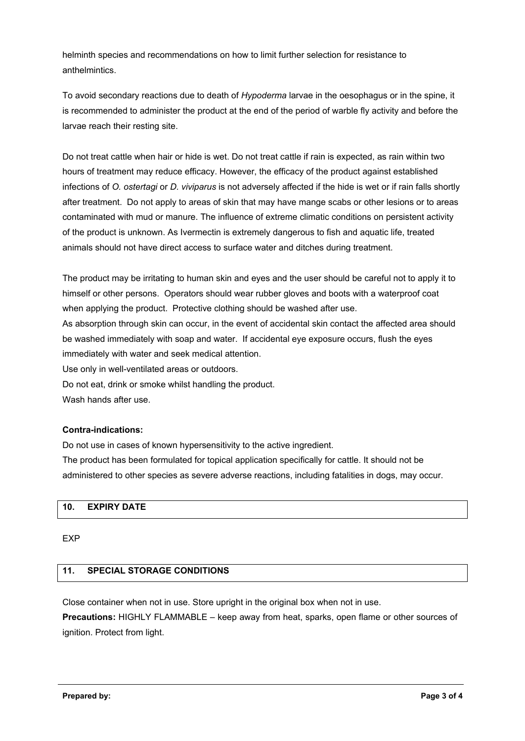helminth species and recommendations on how to limit further selection for resistance to anthelmintics.

To avoid secondary reactions due to death of *Hypoderma* larvae in the oesophagus or in the spine, it is recommended to administer the product at the end of the period of warble fly activity and before the larvae reach their resting site.

Do not treat cattle when hair or hide is wet. Do not treat cattle if rain is expected, as rain within two hours of treatment may reduce efficacy. However, the efficacy of the product against established infections of *O. ostertagi* or *D. viviparus* is not adversely affected if the hide is wet or if rain falls shortly after treatment. Do not apply to areas of skin that may have mange scabs or other lesions or to areas contaminated with mud or manure. The influence of extreme climatic conditions on persistent activity of the product is unknown. As Ivermectin is extremely dangerous to fish and aquatic life, treated animals should not have direct access to surface water and ditches during treatment.

The product may be irritating to human skin and eyes and the user should be careful not to apply it to himself or other persons. Operators should wear rubber gloves and boots with a waterproof coat when applying the product. Protective clothing should be washed after use.
As absorption through skin can occur, in the event of accidental skin contact the affected area should be washed immediately with soap and water. If accidental eye exposure occurs, flush the eyes immediately with water and seek medical attention.
Use only in well-ventilated areas or outdoors.
Do not eat, drink or smoke whilst handling the product.
Wash hands after use.

**Contra-indications:**
Do not use in cases of known hypersensitivity to the active ingredient.
The product has been formulated for topical application specifically for cattle. It should not be administered to other species as severe adverse reactions, including fatalities in dogs, may occur.

## 10. EXPIRY DATE

EXP

## 11. SPECIAL STORAGE CONDITIONS

Close container when not in use. Store upright in the original box when not in use.
**Precautions:** HIGHLY FLAMMABLE – keep away from heat, sparks, open flame or other sources of ignition. Protect from light.

**Prepared by:**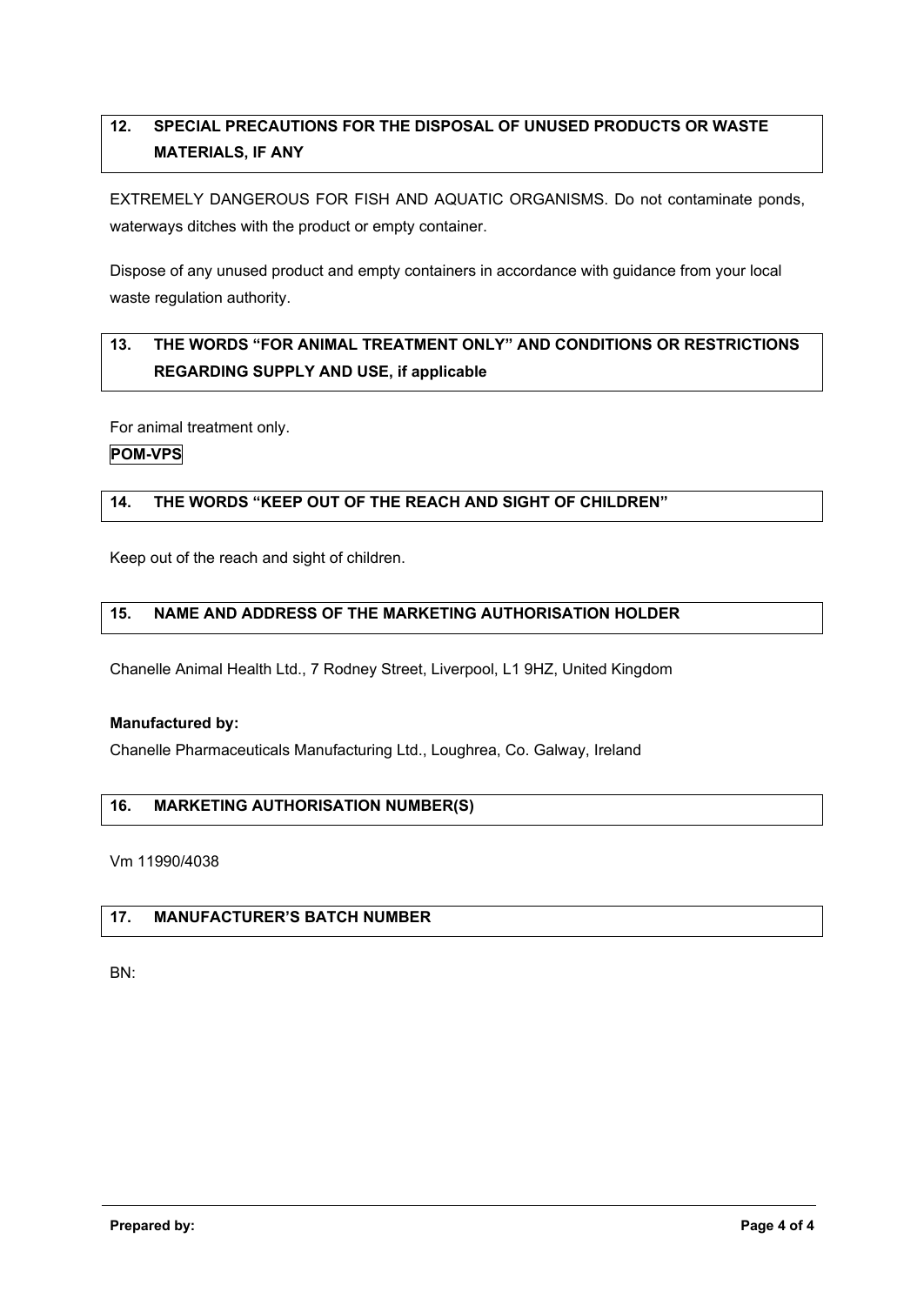## 12. SPECIAL PRECAUTIONS FOR THE DISPOSAL OF UNUSED PRODUCTS OR WASTE MATERIALS, IF ANY

EXTREMELY DANGEROUS FOR FISH AND AQUATIC ORGANISMS. Do not contaminate ponds, waterways ditches with the product or empty container.

Dispose of any unused product and empty containers in accordance with guidance from your local waste regulation authority.

## 13. THE WORDS "FOR ANIMAL TREATMENT ONLY" AND CONDITIONS OR RESTRICTIONS REGARDING SUPPLY AND USE, if applicable

For animal treatment only.

**POM-VPS**

## 14. THE WORDS "KEEP OUT OF THE REACH AND SIGHT OF CHILDREN"

Keep out of the reach and sight of children.

## 15. NAME AND ADDRESS OF THE MARKETING AUTHORISATION HOLDER

Chanelle Animal Health Ltd., 7 Rodney Street, Liverpool, L1 9HZ, United Kingdom

**Manufactured by:**

Chanelle Pharmaceuticals Manufacturing Ltd., Loughrea, Co. Galway, Ireland

## 16. MARKETING AUTHORISATION NUMBER(S)

Vm 11990/4038

## 17. MANUFACTURER'S BATCH NUMBER

BN:

**Prepared by:**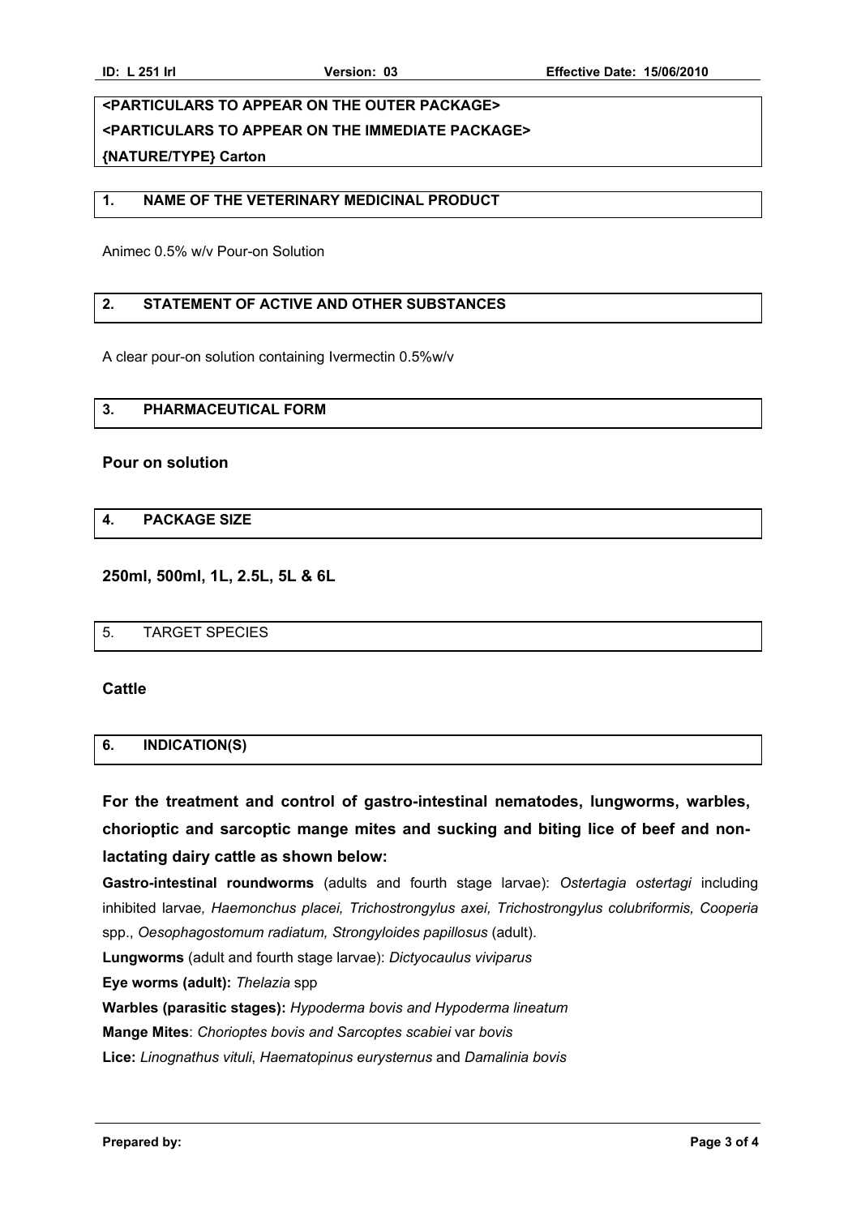**<PARTICULARS TO APPEAR ON THE OUTER PACKAGE>**
**<PARTICULARS TO APPEAR ON THE IMMEDIATE PACKAGE>**
**{NATURE/TYPE} Carton**

## 1. NAME OF THE VETERINARY MEDICINAL PRODUCT

Animec 0.5% w/v Pour-on Solution

## 2. STATEMENT OF ACTIVE AND OTHER SUBSTANCES

A clear pour-on solution containing Ivermectin 0.5%w/v

## 3. PHARMACEUTICAL FORM

**Pour on solution**

## 4. PACKAGE SIZE

**250ml, 500ml, 1L, 2.5L, 5L & 6L**

## 5. TARGET SPECIES

**Cattle**

## 6. INDICATION(S)

**For the treatment and control of gastro-intestinal nematodes, lungworms, warbles, chorioptic and sarcoptic mange mites and sucking and biting lice of beef and non-lactating dairy cattle as shown below:**

**Gastro-intestinal roundworms** (adults and fourth stage larvae): *Ostertagia ostertagi* including inhibited larvae*, Haemonchus placei, Trichostrongylus axei, Trichostrongylus colubriformis, Cooperia* spp., *Oesophagostomum radiatum, Strongyloides papillosus* (adult).

**Lungworms** (adult and fourth stage larvae): *Dictyocaulus viviparus*

**Eye worms (adult):** *Thelazia* spp

**Warbles (parasitic stages):** *Hypoderma bovis and Hypoderma lineatum*

**Mange Mites**: *Chorioptes bovis and Sarcoptes scabiei* var *bovis*

**Lice:** *Linognathus vituli*, *Haematopinus eurysternus* and *Damalinia bovis*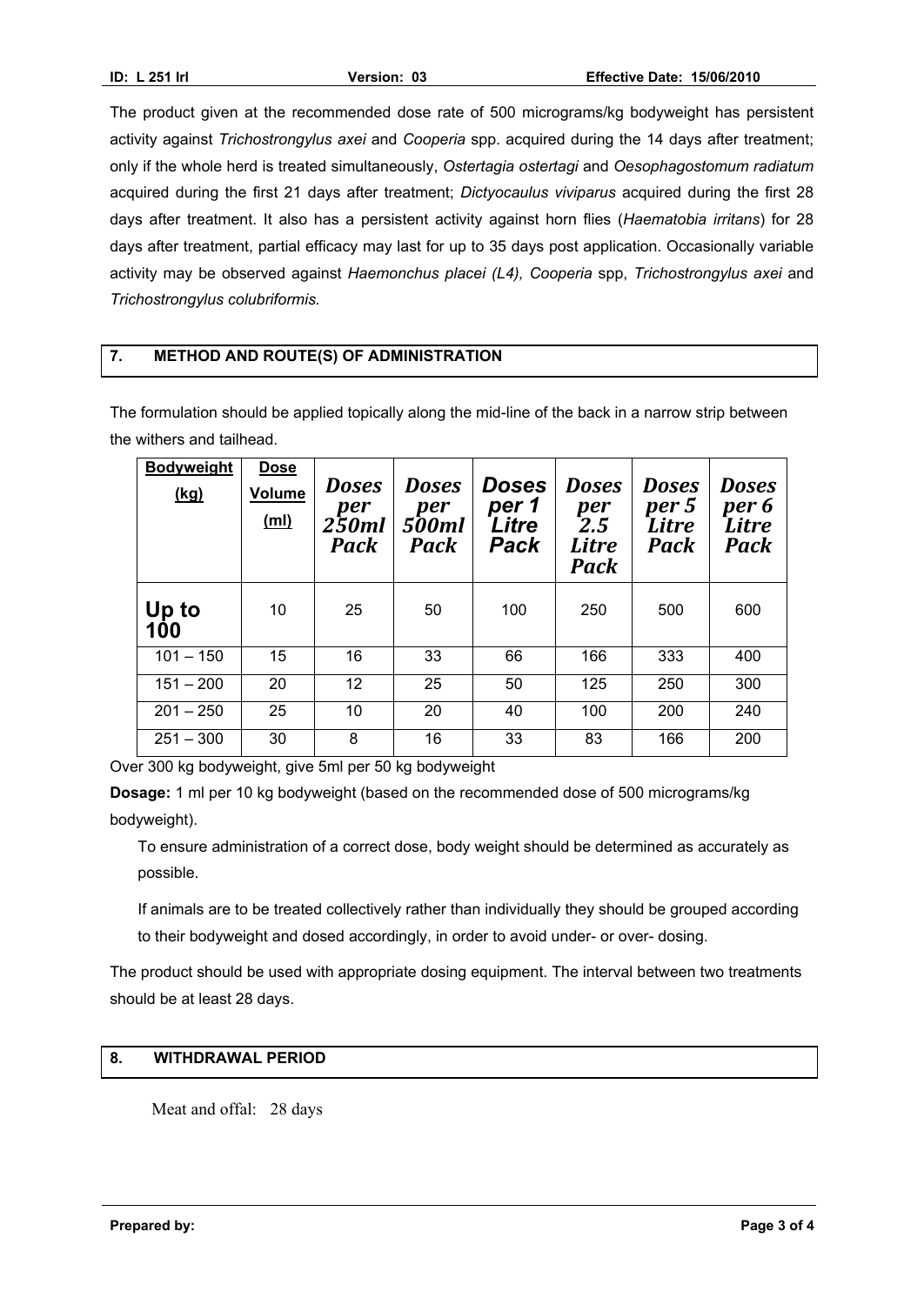The product given at the recommended dose rate of 500 micrograms/kg bodyweight has persistent activity against *Trichostrongylus axei* and *Cooperia* spp. acquired during the 14 days after treatment; only if the whole herd is treated simultaneously, *Ostertagia ostertagi* and *Oesophagostomum radiatum* acquired during the first 21 days after treatment; *Dictyocaulus viviparus* acquired during the first 28 days after treatment. It also has a persistent activity against horn flies (*Haematobia irritans*) for 28 days after treatment, partial efficacy may last for up to 35 days post application. Occasionally variable activity may be observed against *Haemonchus placei (L4), Cooperia* spp, *Trichostrongylus axei* and *Trichostrongylus colubriformis.*

## 7. METHOD AND ROUTE(S) OF ADMINISTRATION

The formulation should be applied topically along the mid-line of the back in a narrow strip between the withers and tailhead.

| Bodyweight (kg) | Dose Volume (ml) | Doses per 250ml Pack | Doses per 500ml Pack | Doses per 1 Litre Pack | Doses per 2.5 Litre Pack | Doses per 5 Litre Pack | Doses per 6 Litre Pack |
|---|---|---|---|---|---|---|---|
| Up to 100 | 10 | 25 | 50 | 100 | 250 | 500 | 600 |
| 101 – 150 | 15 | 16 | 33 | 66 | 166 | 333 | 400 |
| 151 – 200 | 20 | 12 | 25 | 50 | 125 | 250 | 300 |
| 201 – 250 | 25 | 10 | 20 | 40 | 100 | 200 | 240 |
| 251 – 300 | 30 | 8 | 16 | 33 | 83 | 166 | 200 |

Over 300 kg bodyweight, give 5ml per 50 kg bodyweight

**Dosage:** 1 ml per 10 kg bodyweight (based on the recommended dose of 500 micrograms/kg bodyweight).

To ensure administration of a correct dose, body weight should be determined as accurately as possible.

If animals are to be treated collectively rather than individually they should be grouped according to their bodyweight and dosed accordingly, in order to avoid under- or over- dosing.

The product should be used with appropriate dosing equipment. The interval between two treatments should be at least 28 days.

## 8. WITHDRAWAL PERIOD

Meat and offal: 28 days

**Prepared by:**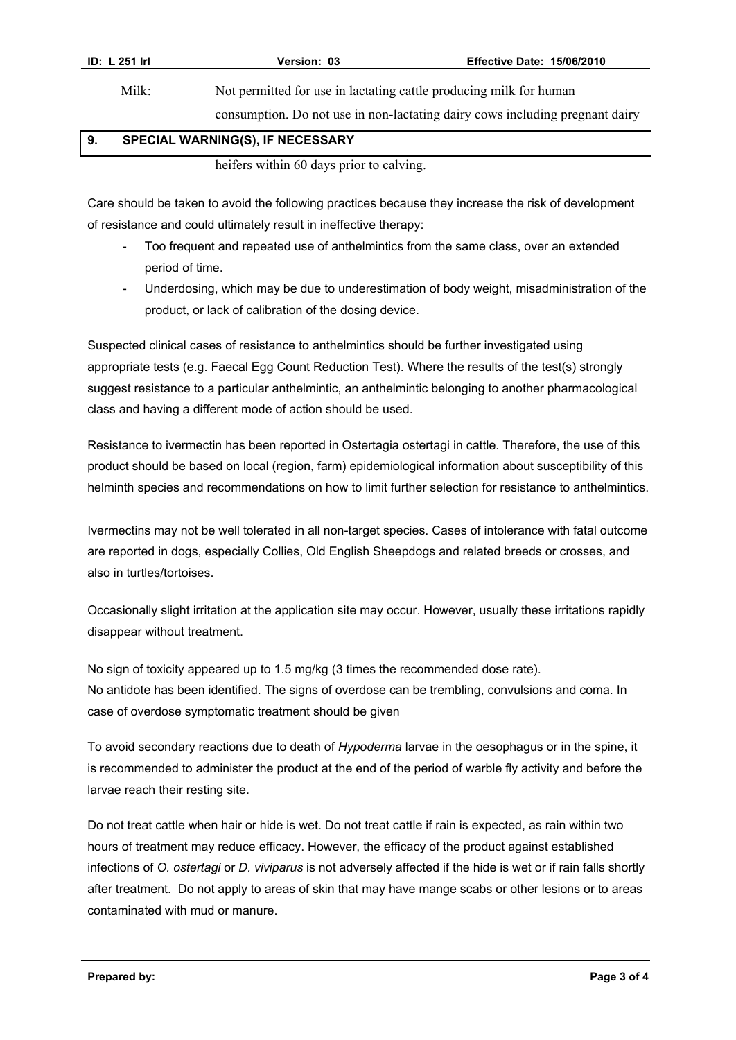Milk: Not permitted for use in lactating cattle producing milk for human consumption. Do not use in non-lactating dairy cows including pregnant dairy heifers within 60 days prior to calving.

## 9. SPECIAL WARNING(S), IF NECESSARY

Care should be taken to avoid the following practices because they increase the risk of development of resistance and could ultimately result in ineffective therapy:

- Too frequent and repeated use of anthelmintics from the same class, over an extended period of time.
- Underdosing, which may be due to underestimation of body weight, misadministration of the product, or lack of calibration of the dosing device.

Suspected clinical cases of resistance to anthelmintics should be further investigated using appropriate tests (e.g. Faecal Egg Count Reduction Test). Where the results of the test(s) strongly suggest resistance to a particular anthelmintic, an anthelmintic belonging to another pharmacological class and having a different mode of action should be used.

Resistance to ivermectin has been reported in Ostertagia ostertagi in cattle. Therefore, the use of this product should be based on local (region, farm) epidemiological information about susceptibility of this helminth species and recommendations on how to limit further selection for resistance to anthelmintics.

Ivermectins may not be well tolerated in all non-target species. Cases of intolerance with fatal outcome are reported in dogs, especially Collies, Old English Sheepdogs and related breeds or crosses, and also in turtles/tortoises.

Occasionally slight irritation at the application site may occur. However, usually these irritations rapidly disappear without treatment.

No sign of toxicity appeared up to 1.5 mg/kg (3 times the recommended dose rate).
No antidote has been identified. The signs of overdose can be trembling, convulsions and coma. In case of overdose symptomatic treatment should be given

To avoid secondary reactions due to death of *Hypoderma* larvae in the oesophagus or in the spine, it is recommended to administer the product at the end of the period of warble fly activity and before the larvae reach their resting site.

Do not treat cattle when hair or hide is wet. Do not treat cattle if rain is expected, as rain within two hours of treatment may reduce efficacy. However, the efficacy of the product against established infections of *O. ostertagi* or *D. viviparus* is not adversely affected if the hide is wet or if rain falls shortly after treatment. Do not apply to areas of skin that may have mange scabs or other lesions or to areas contaminated with mud or manure.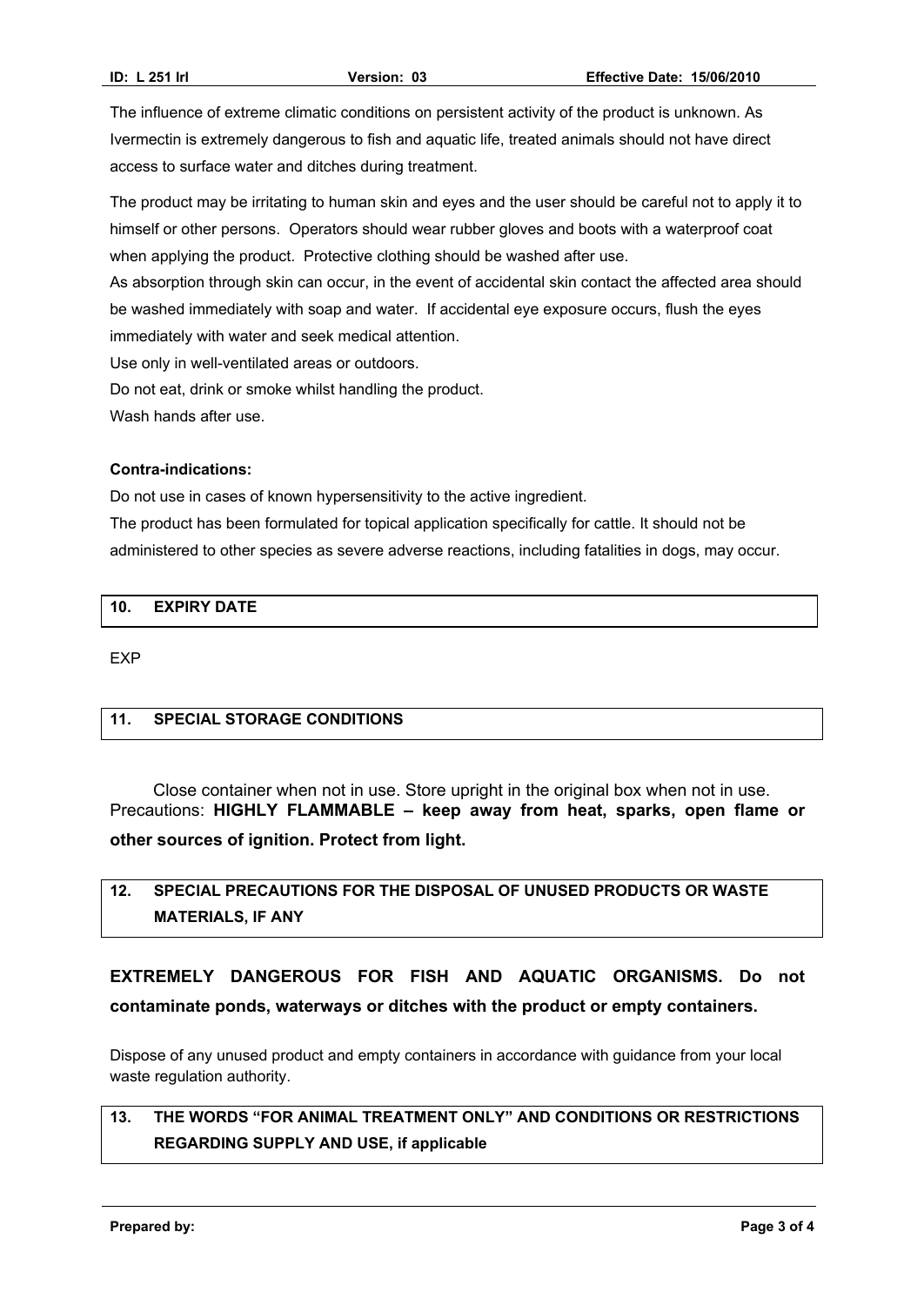The influence of extreme climatic conditions on persistent activity of the product is unknown. As Ivermectin is extremely dangerous to fish and aquatic life, treated animals should not have direct access to surface water and ditches during treatment.

The product may be irritating to human skin and eyes and the user should be careful not to apply it to himself or other persons. Operators should wear rubber gloves and boots with a waterproof coat when applying the product. Protective clothing should be washed after use.

As absorption through skin can occur, in the event of accidental skin contact the affected area should be washed immediately with soap and water. If accidental eye exposure occurs, flush the eyes immediately with water and seek medical attention.

Use only in well-ventilated areas or outdoors.

Do not eat, drink or smoke whilst handling the product.

Wash hands after use.

**Contra-indications:**

Do not use in cases of known hypersensitivity to the active ingredient.

The product has been formulated for topical application specifically for cattle. It should not be administered to other species as severe adverse reactions, including fatalities in dogs, may occur.

## 10. EXPIRY DATE

EXP

## 11. SPECIAL STORAGE CONDITIONS

Close container when not in use. Store upright in the original box when not in use.

Precautions: **HIGHLY FLAMMABLE – keep away from heat, sparks, open flame or other sources of ignition. Protect from light.**

## 12. SPECIAL PRECAUTIONS FOR THE DISPOSAL OF UNUSED PRODUCTS OR WASTE MATERIALS, IF ANY

**EXTREMELY DANGEROUS FOR FISH AND AQUATIC ORGANISMS. Do not contaminate ponds, waterways or ditches with the product or empty containers.**

Dispose of any unused product and empty containers in accordance with guidance from your local waste regulation authority.

## 13. THE WORDS "FOR ANIMAL TREATMENT ONLY" AND CONDITIONS OR RESTRICTIONS REGARDING SUPPLY AND USE, if applicable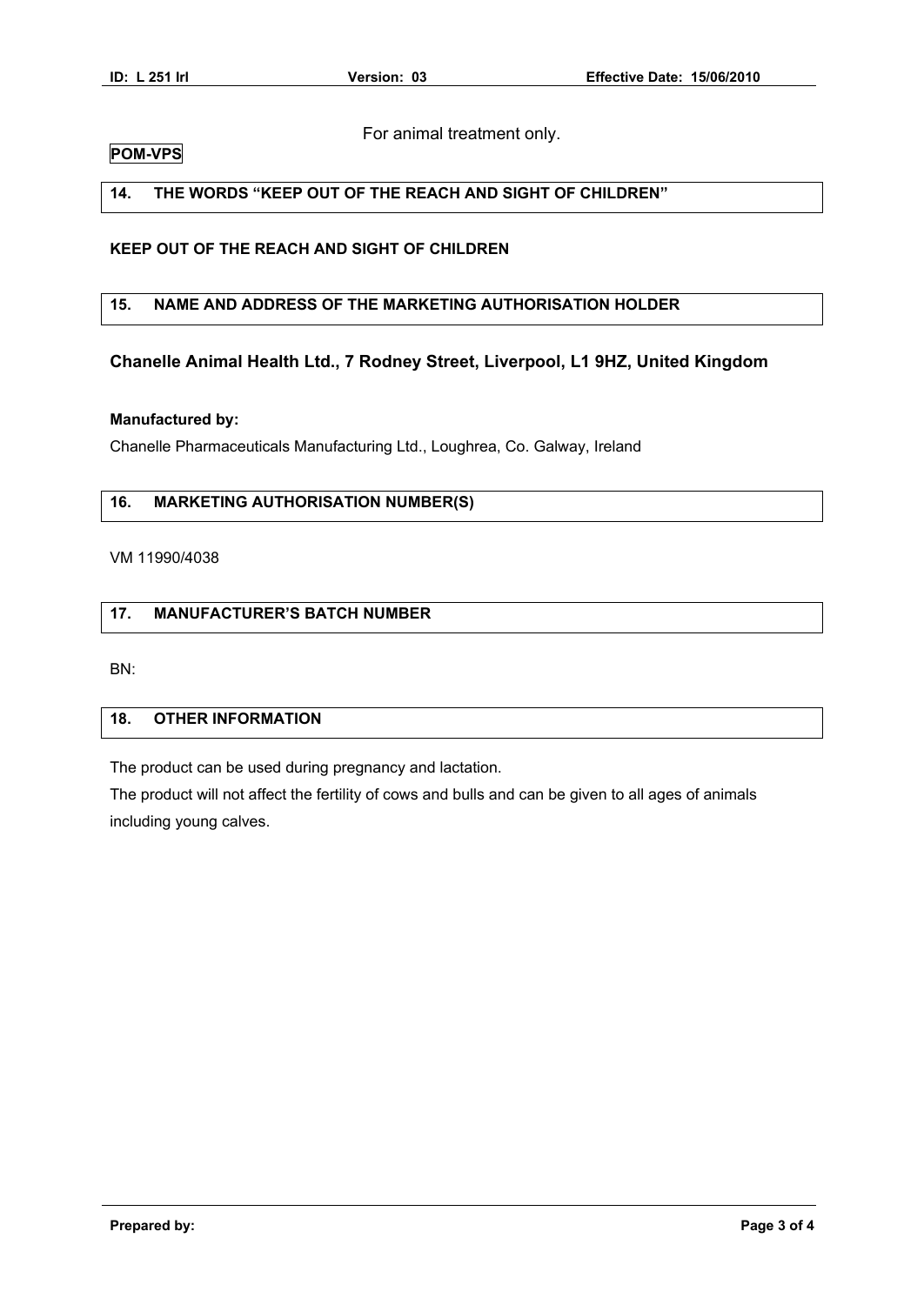For animal treatment only.

**POM-VPS**

## 14. THE WORDS "KEEP OUT OF THE REACH AND SIGHT OF CHILDREN"

**KEEP OUT OF THE REACH AND SIGHT OF CHILDREN**

## 15. NAME AND ADDRESS OF THE MARKETING AUTHORISATION HOLDER

**Chanelle Animal Health Ltd., 7 Rodney Street, Liverpool, L1 9HZ, United Kingdom**

**Manufactured by:**

Chanelle Pharmaceuticals Manufacturing Ltd., Loughrea, Co. Galway, Ireland

## 16. MARKETING AUTHORISATION NUMBER(S)

VM 11990/4038

## 17. MANUFACTURER'S BATCH NUMBER

BN:

## 18. OTHER INFORMATION

The product can be used during pregnancy and lactation.

The product will not affect the fertility of cows and bulls and can be given to all ages of animals including young calves.